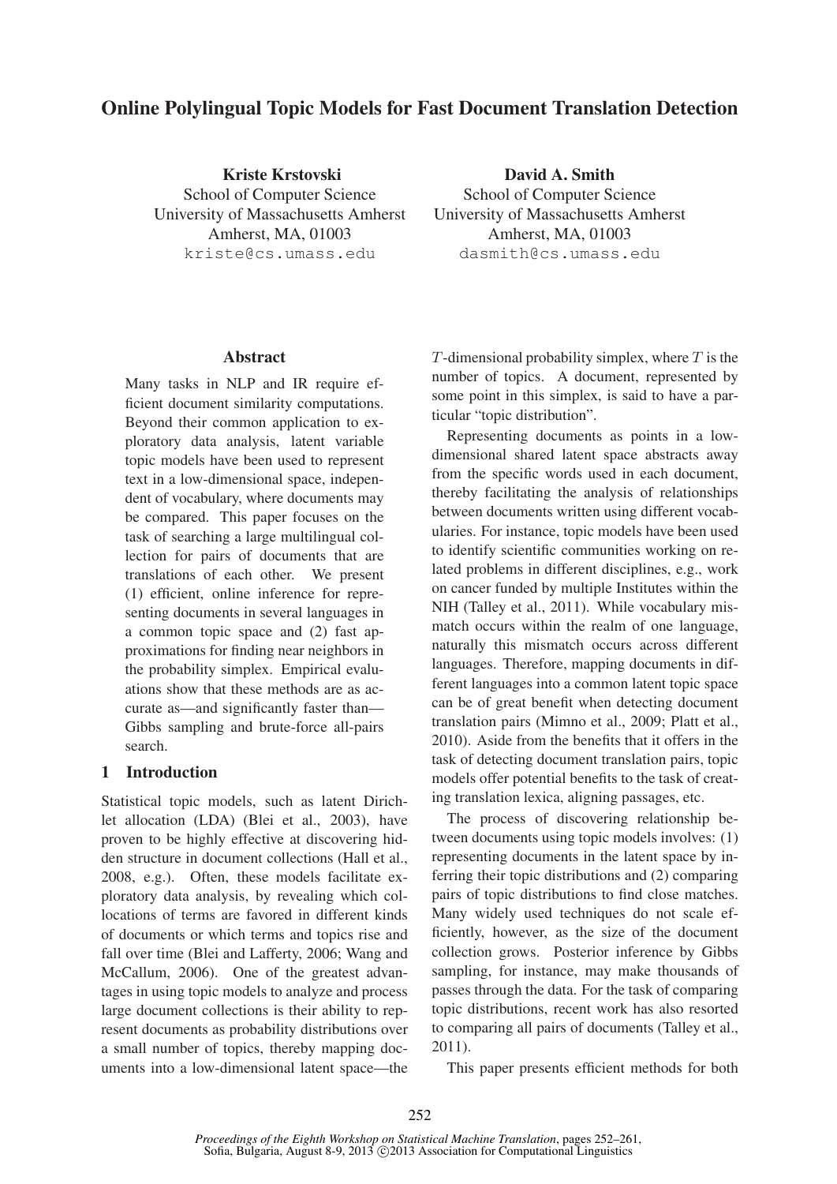# Online Polylingual Topic Models for Fast Document Translation Detection

**Kriste Krstovski**
School of Computer Science
University of Massachusetts Amherst
Amherst, MA, 01003
kriste@cs.umass.edu

**David A. Smith**
School of Computer Science
University of Massachusetts Amherst
Amherst, MA, 01003
dasmith@cs.umass.edu

## Abstract

Many tasks in NLP and IR require efficient document similarity computations. Beyond their common application to exploratory data analysis, latent variable topic models have been used to represent text in a low-dimensional space, independent of vocabulary, where documents may be compared. This paper focuses on the task of searching a large multilingual collection for pairs of documents that are translations of each other. We present (1) efficient, online inference for representing documents in several languages in a common topic space and (2) fast approximations for finding near neighbors in the probability simplex. Empirical evaluations show that these methods are as accurate as—and significantly faster than—Gibbs sampling and brute-force all-pairs search.

## 1 Introduction

Statistical topic models, such as latent Dirichlet allocation (LDA) (Blei et al., 2003), have proven to be highly effective at discovering hidden structure in document collections (Hall et al., 2008, e.g.). Often, these models facilitate exploratory data analysis, by revealing which collocations of terms are favored in different kinds of documents or which terms and topics rise and fall over time (Blei and Lafferty, 2006; Wang and McCallum, 2006). One of the greatest advantages in using topic models to analyze and process large document collections is their ability to represent documents as probability distributions over a small number of topics, thereby mapping documents into a low-dimensional latent space—the $T$-dimensional probability simplex, where $T$ is the number of topics. A document, represented by some point in this simplex, is said to have a particular "topic distribution".

Representing documents as points in a low-dimensional shared latent space abstracts away from the specific words used in each document, thereby facilitating the analysis of relationships between documents written using different vocabularies. For instance, topic models have been used to identify scientific communities working on related problems in different disciplines, e.g., work on cancer funded by multiple Institutes within the NIH (Talley et al., 2011). While vocabulary mismatch occurs within the realm of one language, naturally this mismatch occurs across different languages. Therefore, mapping documents in different languages into a common latent topic space can be of great benefit when detecting document translation pairs (Mimno et al., 2009; Platt et al., 2010). Aside from the benefits that it offers in the task of detecting document translation pairs, topic models offer potential benefits to the task of creating translation lexica, aligning passages, etc.

The process of discovering relationship between documents using topic models involves: (1) representing documents in the latent space by inferring their topic distributions and (2) comparing pairs of topic distributions to find close matches. Many widely used techniques do not scale efficiently, however, as the size of the document collection grows. Posterior inference by Gibbs sampling, for instance, may make thousands of passes through the data. For the task of comparing topic distributions, recent work has also resorted to comparing all pairs of documents (Talley et al., 2011).

This paper presents efficient methods for both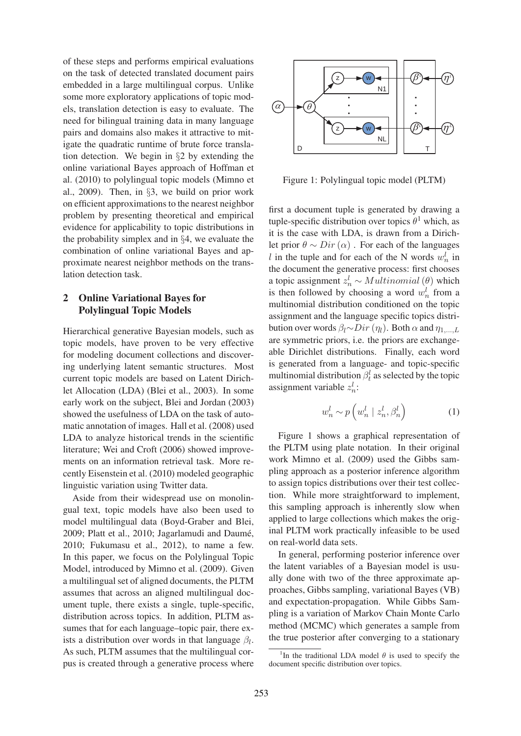of these steps and performs empirical evaluations on the task of detected translated document pairs embedded in a large multilingual corpus. Unlike some more exploratory applications of topic models, translation detection is easy to evaluate. The need for bilingual training data in many language pairs and domains also makes it attractive to mitigate the quadratic runtime of brute force translation detection. We begin in §2 by extending the online variational Bayes approach of Hoffman et al. (2010) to polylingual topic models (Mimno et al., 2009). Then, in §3, we build on prior work on efficient approximations to the nearest neighbor problem by presenting theoretical and empirical evidence for applicability to topic distributions in the probability simplex and in §4, we evaluate the combination of online variational Bayes and approximate nearest neighbor methods on the translation detection task.

## 2 Online Variational Bayes for Polylingual Topic Models

Hierarchical generative Bayesian models, such as topic models, have proven to be very effective for modeling document collections and discovering underlying latent semantic structures. Most current topic models are based on Latent Dirichlet Allocation (LDA) (Blei et al., 2003). In some early work on the subject, Blei and Jordan (2003) showed the usefulness of LDA on the task of automatic annotation of images. Hall et al. (2008) used LDA to analyze historical trends in the scientific literature; Wei and Croft (2006) showed improvements on an information retrieval task. More recently Eisenstein et al. (2010) modeled geographic linguistic variation using Twitter data.

Aside from their widespread use on monolingual text, topic models have also been used to model multilingual data (Boyd-Graber and Blei, 2009; Platt et al., 2010; Jagarlamudi and Daumé, 2010; Fukumasu et al., 2012), to name a few. In this paper, we focus on the Polylingual Topic Model, introduced by Mimno et al. (2009). Given a multilingual set of aligned documents, the PLTM assumes that across an aligned multilingual document tuple, there exists a single, tuple-specific, distribution across topics. In addition, PLTM assumes that for each language–topic pair, there exists a distribution over words in that language $\beta_l$. As such, PLTM assumes that the multilingual corpus is created through a generative process where

Figure 1: Polylingual topic model (PLTM)

first a document tuple is generated by drawing a tuple-specific distribution over topics $\theta$[1] which, as it is the case with LDA, is drawn from a Dirichlet prior $\theta \sim Dir(\alpha)$ . For each of the languages $l$ in the tuple and for each of the N words $w_n^l$ in the document the generative process: first chooses a topic assignment $z_n^l \sim Multinomial(\theta)$ which is then followed by choosing a word $w_n^l$ from a multinomial distribution conditioned on the topic assignment and the language specific topics distribution over words $\beta_l{\sim}Dir(\eta_l)$. Both $\alpha$ and $\eta_{1,\ldots,L}$ are symmetric priors, i.e. the priors are exchangeable Dirichlet distributions. Finally, each word is generated from a language- and topic-specific multinomial distribution $\beta_t^l$ as selected by the topic assignment variable $z_n^l$:

$$w_n^l \sim p\left(w_n^l \mid z_n^l, \beta_n^l\right) \tag{1}$$

Figure 1 shows a graphical representation of the PLTM using plate notation. In their original work Mimno et al. (2009) used the Gibbs sampling approach as a posterior inference algorithm to assign topics distributions over their test collection. While more straightforward to implement, this sampling approach is inherently slow when applied to large collections which makes the original PLTM work practically infeasible to be used on real-world data sets.

In general, performing posterior inference over the latent variables of a Bayesian model is usually done with two of the three approximate approaches, Gibbs sampling, variational Bayes (VB) and expectation-propagation. While Gibbs Sampling is a variation of Markov Chain Monte Carlo method (MCMC) which generates a sample from the true posterior after converging to a stationary

[1] In the traditional LDA model $\theta$ is used to specify the document specific distribution over topics.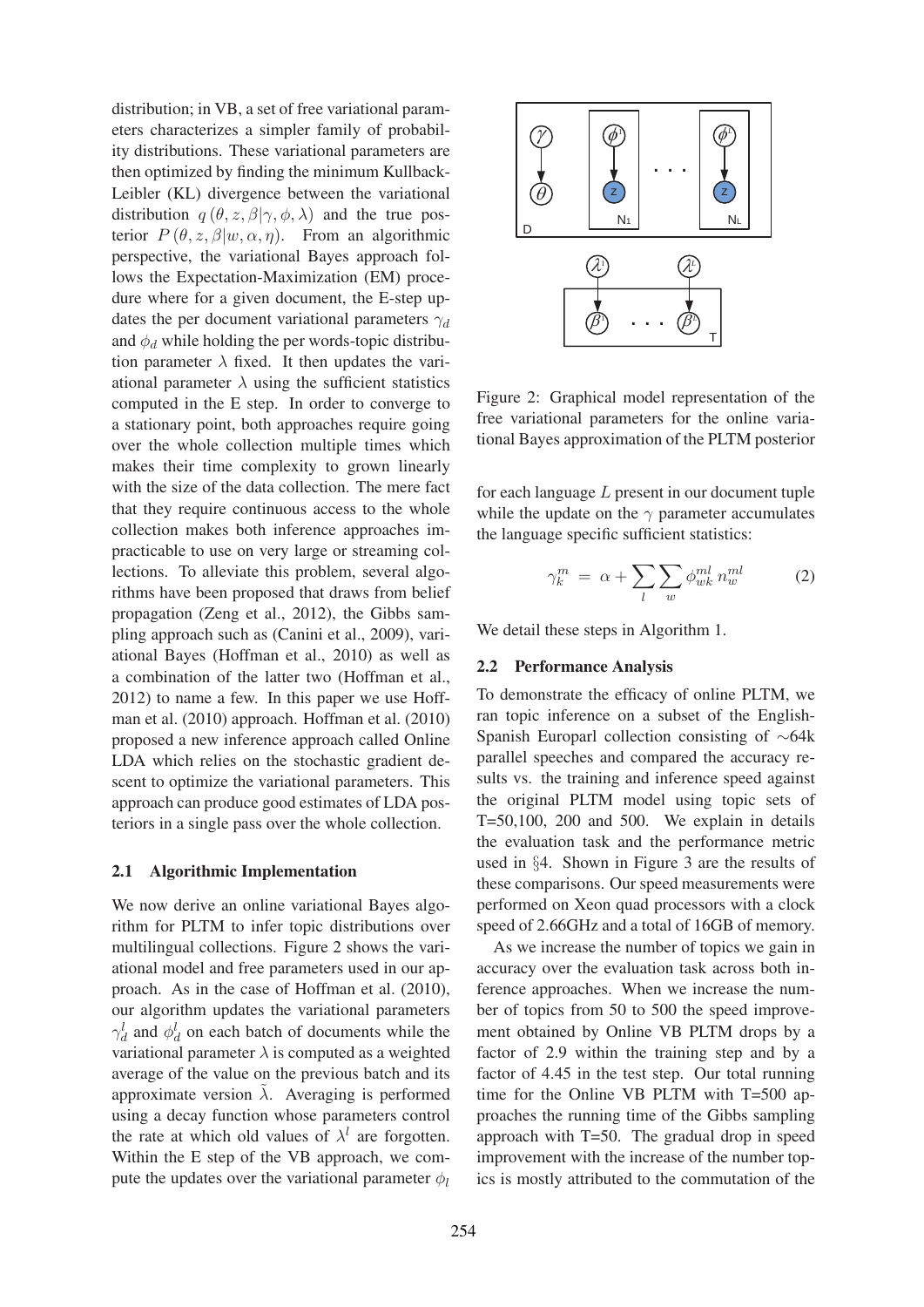distribution; in VB, a set of free variational parameters characterizes a simpler family of probability distributions. These variational parameters are then optimized by finding the minimum Kullback-Leibler (KL) divergence between the variational distribution $q(\theta, z, \beta|\gamma, \phi, \lambda)$ and the true posterior $P(\theta, z, \beta|w, \alpha, \eta)$. From an algorithmic perspective, the variational Bayes approach follows the Expectation-Maximization (EM) procedure where for a given document, the E-step updates the per document variational parameters $\gamma_d$ and $\phi_d$ while holding the per words-topic distribution parameter $\lambda$ fixed. It then updates the variational parameter $\lambda$ using the sufficient statistics computed in the E step. In order to converge to a stationary point, both approaches require going over the whole collection multiple times which makes their time complexity to grown linearly with the size of the data collection. The mere fact that they require continuous access to the whole collection makes both inference approaches impracticable to use on very large or streaming collections. To alleviate this problem, several algorithms have been proposed that draws from belief propagation (Zeng et al., 2012), the Gibbs sampling approach such as (Canini et al., 2009), variational Bayes (Hoffman et al., 2010) as well as a combination of the latter two (Hoffman et al., 2012) to name a few. In this paper we use Hoffman et al. (2010) approach. Hoffman et al. (2010) proposed a new inference approach called Online LDA which relies on the stochastic gradient descent to optimize the variational parameters. This approach can produce good estimates of LDA posteriors in a single pass over the whole collection.

### 2.1 Algorithmic Implementation

We now derive an online variational Bayes algorithm for PLTM to infer topic distributions over multilingual collections. Figure 2 shows the variational model and free parameters used in our approach. As in the case of Hoffman et al. (2010), our algorithm updates the variational parameters $\gamma_d^l$ and $\phi_d^l$ on each batch of documents while the variational parameter $\lambda$ is computed as a weighted average of the value on the previous batch and its approximate version $\tilde{\lambda}$. Averaging is performed using a decay function whose parameters control the rate at which old values of $\lambda^l$ are forgotten. Within the E step of the VB approach, we compute the updates over the variational parameter $\phi_l$

Figure 2: Graphical model representation of the free variational parameters for the online variational Bayes approximation of the PLTM posterior

for each language $L$ present in our document tuple while the update on the $\gamma$ parameter accumulates the language specific sufficient statistics:

$$\gamma_k^m = \alpha + \sum_l \sum_w \phi_{wk}^{ml} \, n_w^{ml} \tag{2}$$

We detail these steps in Algorithm 1.

### 2.2 Performance Analysis

To demonstrate the efficacy of online PLTM, we ran topic inference on a subset of the English-Spanish Europarl collection consisting of $\sim$64k parallel speeches and compared the accuracy results vs. the training and inference speed against the original PLTM model using topic sets of T=50,100, 200 and 500. We explain in details the evaluation task and the performance metric used in §4. Shown in Figure 3 are the results of these comparisons. Our speed measurements were performed on Xeon quad processors with a clock speed of 2.66GHz and a total of 16GB of memory.

As we increase the number of topics we gain in accuracy over the evaluation task across both inference approaches. When we increase the number of topics from 50 to 500 the speed improvement obtained by Online VB PLTM drops by a factor of 2.9 within the training step and by a factor of 4.45 in the test step. Our total running time for the Online VB PLTM with T=500 approaches the running time of the Gibbs sampling approach with T=50. The gradual drop in speed improvement with the increase of the number topics is mostly attributed to the commutation of the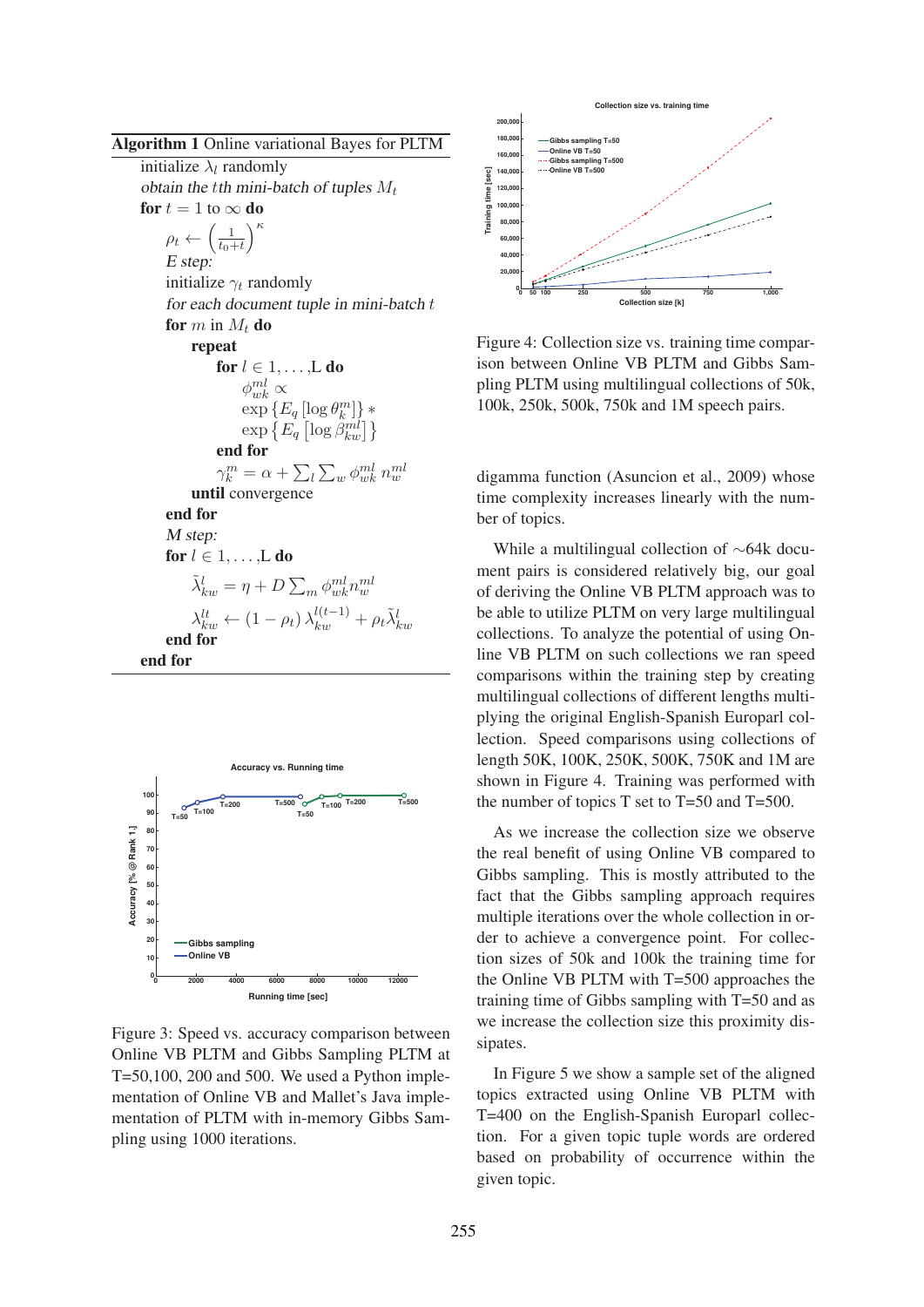**Algorithm 1** Online variational Bayes for PLTM

initialize $\lambda_l$ randomly
*obtain the* $t$*th mini-batch of tuples* $M_t$
**for** $t = 1$ to $\infty$ **do**
  $\rho_t \leftarrow \left(\frac{1}{t_0+t}\right)^{\kappa}$
  *E step:*
  initialize $\gamma_t$ randomly
  *for each document tuple in mini-batch* $t$
  **for** $m$ in $M_t$ **do**
    **repeat**
      **for** $l \in 1,\ldots,$L **do**
        $\phi_{wk}^{ml} \propto$
        $\exp\left\{E_q\left[\log \theta_k^m\right]\right\} *$
        $\exp\left\{E_q\left[\log \beta_{kw}^{ml}\right]\right\}$
      **end for**
      $\gamma_k^m = \alpha + \sum_l \sum_w \phi_{wk}^{ml} n_w^{ml}$
    **until** convergence
  **end for**
  *M step:*
  **for** $l \in 1,\ldots,$L **do**
    $\tilde{\lambda}_{kw}^l = \eta + D \sum_m \phi_{wk}^{ml} n_w^{ml}$
    $\lambda_{kw}^{lt} \leftarrow (1-\rho_t)\,\lambda_{kw}^{l(t-1)} + \rho_t \tilde{\lambda}_{kw}^l$
  **end for**
**end for**

Figure 3: Speed vs. accuracy comparison between Online VB PLTM and Gibbs Sampling PLTM at T=50,100, 200 and 500. We used a Python implementation of Online VB and Mallet's Java implementation of PLTM with in-memory Gibbs Sampling using 1000 iterations.

Figure 4: Collection size vs. training time comparison between Online VB PLTM and Gibbs Sampling PLTM using multilingual collections of 50k, 100k, 250k, 500k, 750k and 1M speech pairs.

digamma function (Asuncion et al., 2009) whose time complexity increases linearly with the number of topics.

While a multilingual collection of ~64k document pairs is considered relatively big, our goal of deriving the Online VB PLTM approach was to be able to utilize PLTM on very large multilingual collections. To analyze the potential of using Online VB PLTM on such collections we ran speed comparisons within the training step by creating multilingual collections of different lengths multiplying the original English-Spanish Europarl collection. Speed comparisons using collections of length 50K, 100K, 250K, 500K, 750K and 1M are shown in Figure 4. Training was performed with the number of topics T set to T=50 and T=500.

As we increase the collection size we observe the real benefit of using Online VB compared to Gibbs sampling. This is mostly attributed to the fact that the Gibbs sampling approach requires multiple iterations over the whole collection in order to achieve a convergence point. For collection sizes of 50k and 100k the training time for the Online VB PLTM with T=500 approaches the training time of Gibbs sampling with T=50 and as we increase the collection size this proximity dissipates.

In Figure 5 we show a sample set of the aligned topics extracted using Online VB PLTM with T=400 on the English-Spanish Europarl collection. For a given topic tuple words are ordered based on probability of occurrence within the given topic.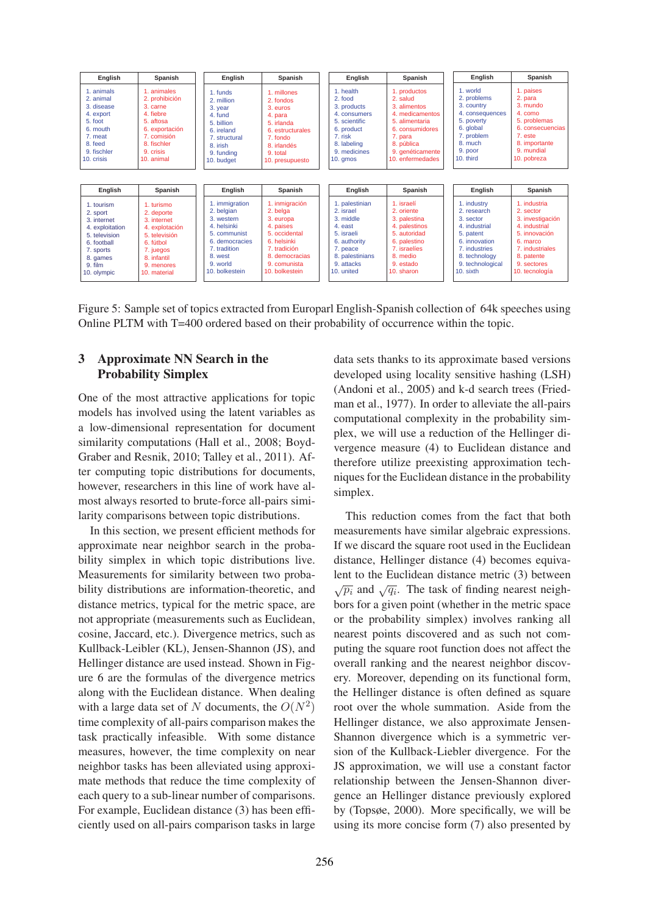| English | Spanish |
| --- | --- |
| 1. animals | 1. animales |
| 2. animal | 2. prohibición |
| 3. disease | 3. carne |
| 4. export | 4. fiebre |
| 5. foot | 5. aftosa |
| 6. mouth | 6. exportación |
| 7. meat | 7. comisión |
| 8. feed | 8. fischler |
| 9. fischler | 9. crisis |
| 10. crisis | 10. animal |

| English | Spanish |
| --- | --- |
| 1. funds | 1. millones |
| 2. million | 2. fondos |
| 3. year | 3. euros |
| 4. fund | 4. para |
| 5. billion | 5. irlanda |
| 6. ireland | 6. estructurales |
| 7. structural | 7. fondo |
| 8. irish | 8. irlandés |
| 9. funding | 9. total |
| 10. budget | 10. presupuesto |

| English | Spanish |
| --- | --- |
| 1. health | 1. productos |
| 2. food | 2. salud |
| 3. products | 3. alimentos |
| 4. consumers | 4. medicamentos |
| 5. scientific | 5. alimentaria |
| 6. product | 6. consumidores |
| 7. risk | 7. para |
| 8. labeling | 8. pública |
| 9. medicines | 9. genéticamente |
| 10. gmos | 10. enfermedades |

| English | Spanish |
| --- | --- |
| 1. world | 1. paises |
| 2. problems | 2. para |
| 3. country | 3. mundo |
| 4. consequences | 4. como |
| 5. poverty | 5. problemas |
| 6. global | 6. consecuencias |
| 7. problem | 7. este |
| 8. much | 8. importante |
| 9. poor | 9. mundial |
| 10. third | 10. pobreza |

| English | Spanish |
| --- | --- |
| 1. tourism | 1. turismo |
| 2. sport | 2. deporte |
| 3. internet | 3. internet |
| 4. exploitation | 4. explotación |
| 5. television | 5. televisión |
| 6. football | 6. fútbol |
| 7. sports | 7. juegos |
| 8. games | 8. infantil |
| 9. film | 9. menores |
| 10. olympic | 10. material |

| English | Spanish |
| --- | --- |
| 1. immigration | 1. inmigración |
| 2. belgian | 2. belga |
| 3. western | 3. europa |
| 4. helsinki | 4. paises |
| 5. communist | 5. occidental |
| 6. democracies | 6. helsinki |
| 7. tradition | 7. tradición |
| 8. west | 8. democracias |
| 9. world | 9. comunista |
| 10. bolkestein | 10. bolkestein |

| English | Spanish |
| --- | --- |
| 1. palestinian | 1. israelí |
| 2. israel | 2. oriente |
| 3. middle | 3. palestina |
| 4. east | 4. palestinos |
| 5. israeli | 5. autoridad |
| 6. authority | 6. palestino |
| 7. peace | 7. israelíes |
| 8. palestinians | 8. medio |
| 9. attacks | 9. estado |
| 10. united | 10. sharon |

| English | Spanish |
| --- | --- |
| 1. industry | 1. industria |
| 2. research | 2. sector |
| 3. sector | 3. investigación |
| 4. industrial | 4. industrial |
| 5. patent | 5. innovación |
| 6. innovation | 6. marco |
| 7. industries | 7. industriales |
| 8. technology | 8. patente |
| 9. technological | 9. sectores |
| 10. sixth | 10. tecnología |

Figure 5: Sample set of topics extracted from Europarl English-Spanish collection of 64k speeches using Online PLTM with T=400 ordered based on their probability of occurrence within the topic.

## 3 Approximate NN Search in the Probability Simplex

One of the most attractive applications for topic models has involved using the latent variables as a low-dimensional representation for document similarity computations (Hall et al., 2008; Boyd-Graber and Resnik, 2010; Talley et al., 2011). After computing topic distributions for documents, however, researchers in this line of work have almost always resorted to brute-force all-pairs similarity comparisons between topic distributions.

In this section, we present efficient methods for approximate near neighbor search in the probability simplex in which topic distributions live. Measurements for similarity between two probability distributions are information-theoretic, and distance metrics, typical for the metric space, are not appropriate (measurements such as Euclidean, cosine, Jaccard, etc.). Divergence metrics, such as Kullback-Leibler (KL), Jensen-Shannon (JS), and Hellinger distance are used instead. Shown in Figure 6 are the formulas of the divergence metrics along with the Euclidean distance. When dealing with a large data set of $N$ documents, the $O(N^2)$ time complexity of all-pairs comparison makes the task practically infeasible. With some distance measures, however, the time complexity on near neighbor tasks has been alleviated using approximate methods that reduce the time complexity of each query to a sub-linear number of comparisons. For example, Euclidean distance (3) has been efficiently used on all-pairs comparison tasks in large data sets thanks to its approximate based versions developed using locality sensitive hashing (LSH) (Andoni et al., 2005) and k-d search trees (Friedman et al., 1977). In order to alleviate the all-pairs computational complexity in the probability simplex, we will use a reduction of the Hellinger divergence measure (4) to Euclidean distance and therefore utilize preexisting approximation techniques for the Euclidean distance in the probability simplex.

This reduction comes from the fact that both measurements have similar algebraic expressions. If we discard the square root used in the Euclidean distance, Hellinger distance (4) becomes equivalent to the Euclidean distance metric (3) between $\sqrt{p_i}$ and $\sqrt{q_i}$. The task of finding nearest neighbors for a given point (whether in the metric space or the probability simplex) involves ranking all nearest points discovered and as such not computing the square root function does not affect the overall ranking and the nearest neighbor discovery. Moreover, depending on its functional form, the Hellinger distance is often defined as square root over the whole summation. Aside from the Hellinger distance, we also approximate Jensen-Shannon divergence which is a symmetric version of the Kullback-Liebler divergence. For the JS approximation, we will use a constant factor relationship between the Jensen-Shannon divergence an Hellinger distance previously explored by (Topsøe, 2000). More specifically, we will be using its more concise form (7) also presented by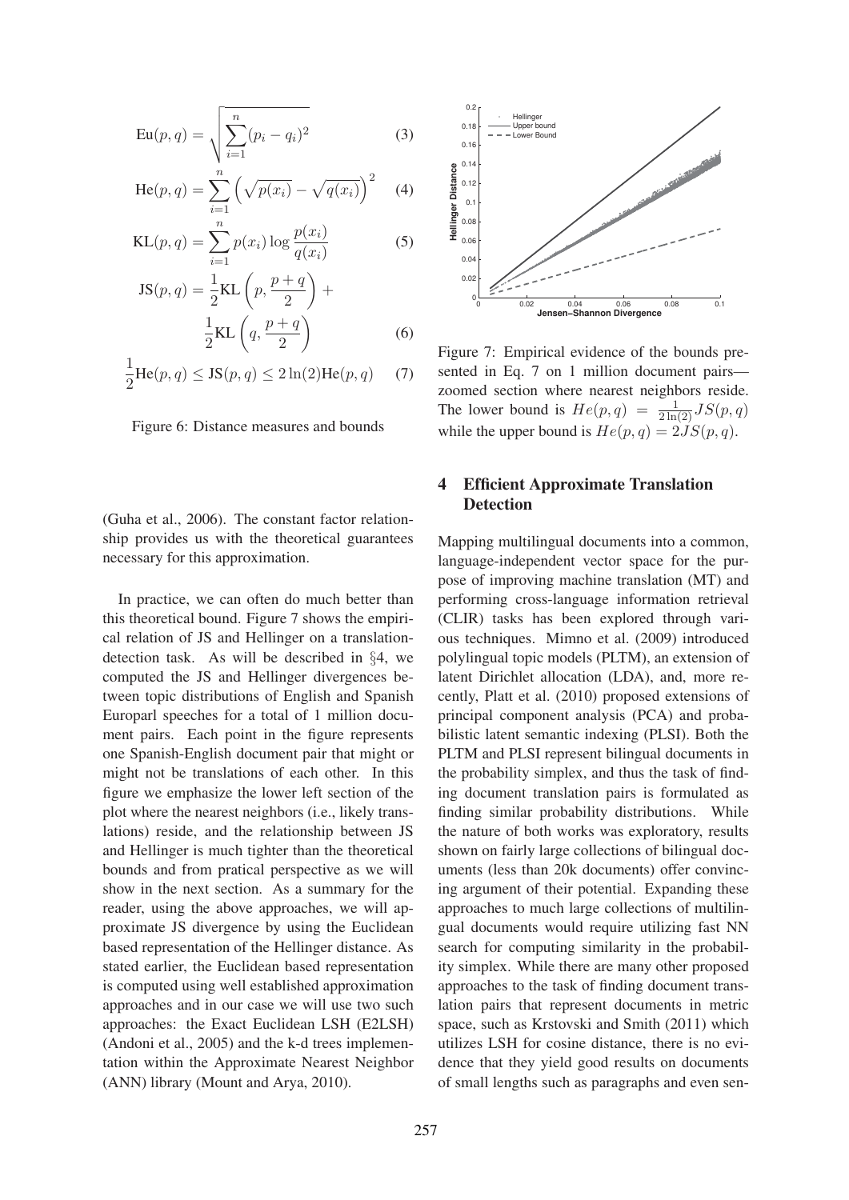$$\text{Eu}(p, q) = \sqrt{\sum_{i=1}^{n} (p_i - q_i)^2} \quad (3)$$

$$\text{He}(p, q) = \sum_{i=1}^{n} \left( \sqrt{p(x_i)} - \sqrt{q(x_i)} \right)^2 \quad (4)$$

$$\text{KL}(p, q) = \sum_{i=1}^{n} p(x_i) \log \frac{p(x_i)}{q(x_i)} \quad (5)$$

$$\text{JS}(p, q) = \frac{1}{2}\text{KL}\left(p, \frac{p+q}{2}\right) + \frac{1}{2}\text{KL}\left(q, \frac{p+q}{2}\right) \quad (6)$$

$$\frac{1}{2}\text{He}(p, q) \leq \text{JS}(p, q) \leq 2\ln(2)\text{He}(p, q) \quad (7)$$

Figure 6: Distance measures and bounds

Figure 7: Empirical evidence of the bounds presented in Eq. 7 on 1 million document pairs—zoomed section where nearest neighbors reside. The lower bound is $He(p, q) = \frac{1}{2\ln(2)} JS(p, q)$ while the upper bound is $He(p, q) = 2JS(p, q)$.

(Guha et al., 2006). The constant factor relationship provides us with the theoretical guarantees necessary for this approximation.

In practice, we can often do much better than this theoretical bound. Figure 7 shows the empirical relation of JS and Hellinger on a translation-detection task. As will be described in §4, we computed the JS and Hellinger divergences between topic distributions of English and Spanish Europarl speeches for a total of 1 million document pairs. Each point in the figure represents one Spanish-English document pair that might or might not be translations of each other. In this figure we emphasize the lower left section of the plot where the nearest neighbors (i.e., likely translations) reside, and the relationship between JS and Hellinger is much tighter than the theoretical bounds and from pratical perspective as we will show in the next section. As a summary for the reader, using the above approaches, we will approximate JS divergence by using the Euclidean based representation of the Hellinger distance. As stated earlier, the Euclidean based representation is computed using well established approximation approaches and in our case we will use two such approaches: the Exact Euclidean LSH (E2LSH) (Andoni et al., 2005) and the k-d trees implementation within the Approximate Nearest Neighbor (ANN) library (Mount and Arya, 2010).

## 4 Efficient Approximate Translation Detection

Mapping multilingual documents into a common, language-independent vector space for the purpose of improving machine translation (MT) and performing cross-language information retrieval (CLIR) tasks has been explored through various techniques. Mimno et al. (2009) introduced polylingual topic models (PLTM), an extension of latent Dirichlet allocation (LDA), and, more recently, Platt et al. (2010) proposed extensions of principal component analysis (PCA) and probabilistic latent semantic indexing (PLSI). Both the PLTM and PLSI represent bilingual documents in the probability simplex, and thus the task of finding document translation pairs is formulated as finding similar probability distributions. While the nature of both works was exploratory, results shown on fairly large collections of bilingual documents (less than 20k documents) offer convincing argument of their potential. Expanding these approaches to much large collections of multilingual documents would require utilizing fast NN search for computing similarity in the probability simplex. While there are many other proposed approaches to the task of finding document translation pairs that represent documents in metric space, such as Krstovski and Smith (2011) which utilizes LSH for cosine distance, there is no evidence that they yield good results on documents of small lengths such as paragraphs and even sen-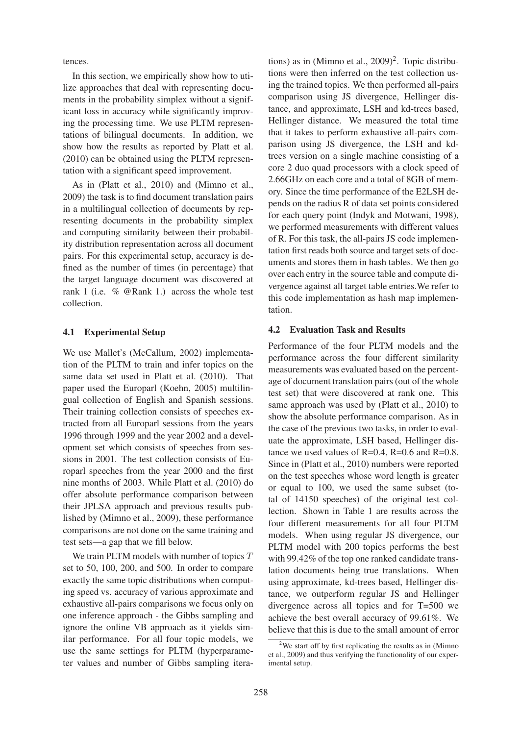tences.

In this section, we empirically show how to utilize approaches that deal with representing documents in the probability simplex without a significant loss in accuracy while significantly improving the processing time. We use PLTM representations of bilingual documents. In addition, we show how the results as reported by Platt et al. (2010) can be obtained using the PLTM representation with a significant speed improvement.

As in (Platt et al., 2010) and (Mimno et al., 2009) the task is to find document translation pairs in a multilingual collection of documents by representing documents in the probability simplex and computing similarity between their probability distribution representation across all document pairs. For this experimental setup, accuracy is defined as the number of times (in percentage) that the target language document was discovered at rank 1 (i.e. % @Rank 1.) across the whole test collection.

### 4.1 Experimental Setup

We use Mallet's (McCallum, 2002) implementation of the PLTM to train and infer topics on the same data set used in Platt et al. (2010). That paper used the Europarl (Koehn, 2005) multilingual collection of English and Spanish sessions. Their training collection consists of speeches extracted from all Europarl sessions from the years 1996 through 1999 and the year 2002 and a development set which consists of speeches from sessions in 2001. The test collection consists of Europarl speeches from the year 2000 and the first nine months of 2003. While Platt et al. (2010) do offer absolute performance comparison between their JPLSA approach and previous results published by (Mimno et al., 2009), these performance comparisons are not done on the same training and test sets—a gap that we fill below.

We train PLTM models with number of topics $T$ set to 50, 100, 200, and 500. In order to compare exactly the same topic distributions when computing speed vs. accuracy of various approximate and exhaustive all-pairs comparisons we focus only on one inference approach - the Gibbs sampling and ignore the online VB approach as it yields similar performance. For all four topic models, we use the same settings for PLTM (hyperparameter values and number of Gibbs sampling iterations) as in (Mimno et al., 2009)[2]. Topic distributions were then inferred on the test collection using the trained topics. We then performed all-pairs comparison using JS divergence, Hellinger distance, and approximate, LSH and kd-trees based, Hellinger distance. We measured the total time that it takes to perform exhaustive all-pairs comparison using JS divergence, the LSH and kd-trees version on a single machine consisting of a core 2 duo quad processors with a clock speed of 2.66GHz on each core and a total of 8GB of memory. Since the time performance of the E2LSH depends on the radius R of data set points considered for each query point (Indyk and Motwani, 1998), we performed measurements with different values of R. For this task, the all-pairs JS code implementation first reads both source and target sets of documents and stores them in hash tables. We then go over each entry in the source table and compute divergence against all target table entries.We refer to this code implementation as hash map implementation.

### 4.2 Evaluation Task and Results

Performance of the four PLTM models and the performance across the four different similarity measurements was evaluated based on the percentage of document translation pairs (out of the whole test set) that were discovered at rank one. This same approach was used by (Platt et al., 2010) to show the absolute performance comparison. As in the case of the previous two tasks, in order to evaluate the approximate, LSH based, Hellinger distance we used values of R=0.4, R=0.6 and R=0.8. Since in (Platt et al., 2010) numbers were reported on the test speeches whose word length is greater or equal to 100, we used the same subset (total of 14150 speeches) of the original test collection. Shown in Table 1 are results across the four different measurements for all four PLTM models. When using regular JS divergence, our PLTM model with 200 topics performs the best with 99.42% of the top one ranked candidate translation documents being true translations. When using approximate, kd-trees based, Hellinger distance, we outperform regular JS and Hellinger divergence across all topics and for T=500 we achieve the best overall accuracy of 99.61%. We believe that this is due to the small amount of error

[2] We start off by first replicating the results as in (Mimno et al., 2009) and thus verifying the functionality of our experimental setup.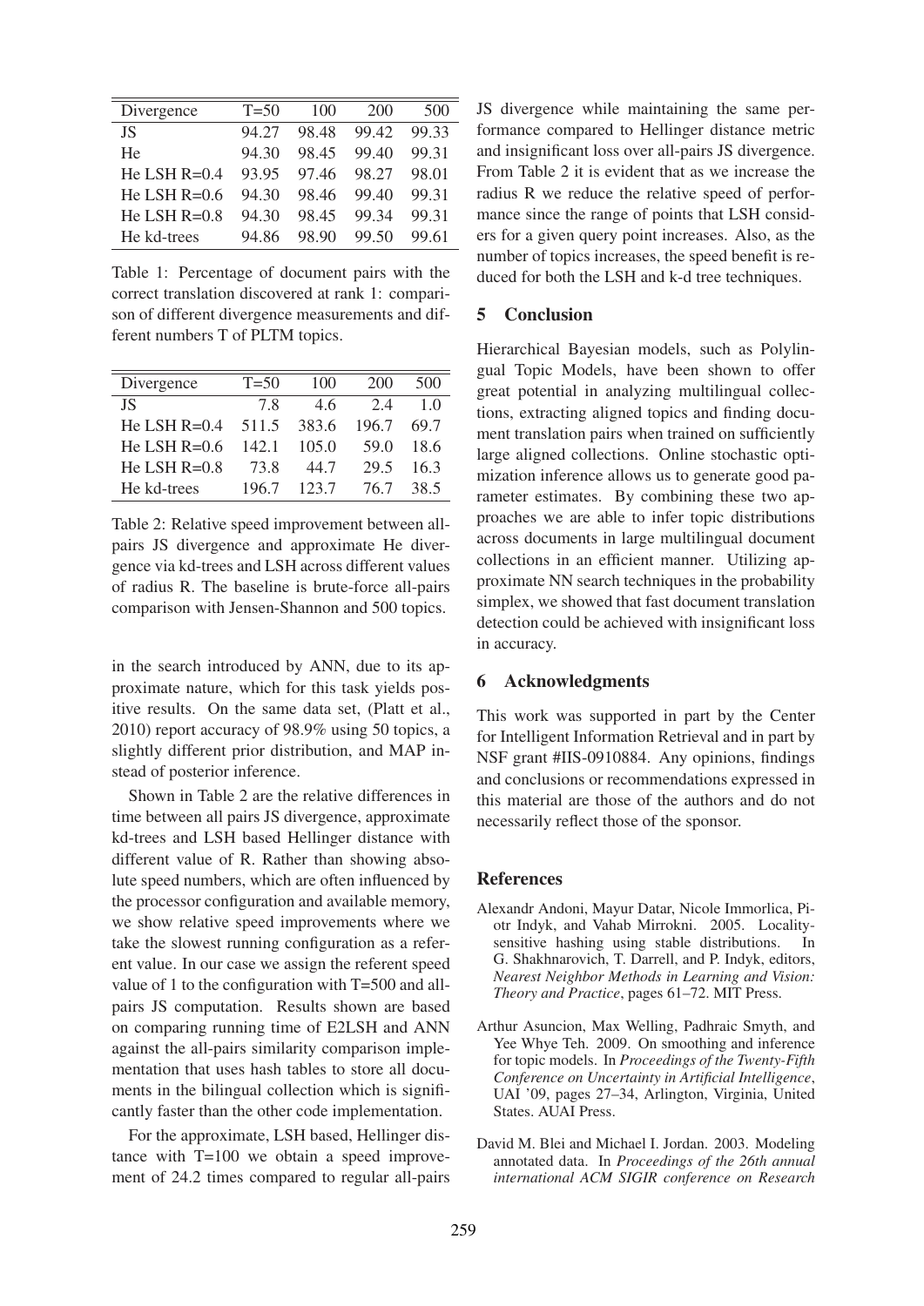| Divergence | T=50 | 100 | 200 | 500 |
|---|---|---|---|---|
| JS | 94.27 | 98.48 | 99.42 | 99.33 |
| He | 94.30 | 98.45 | 99.40 | 99.31 |
| He LSH R=0.4 | 93.95 | 97.46 | 98.27 | 98.01 |
| He LSH R=0.6 | 94.30 | 98.46 | 99.40 | 99.31 |
| He LSH R=0.8 | 94.30 | 98.45 | 99.34 | 99.31 |
| He kd-trees | 94.86 | 98.90 | 99.50 | 99.61 |

Table 1: Percentage of document pairs with the correct translation discovered at rank 1: comparison of different divergence measurements and different numbers T of PLTM topics.

| Divergence | T=50 | 100 | 200 | 500 |
|---|---|---|---|---|
| JS | 7.8 | 4.6 | 2.4 | 1.0 |
| He LSH R=0.4 | 511.5 | 383.6 | 196.7 | 69.7 |
| He LSH R=0.6 | 142.1 | 105.0 | 59.0 | 18.6 |
| He LSH R=0.8 | 73.8 | 44.7 | 29.5 | 16.3 |
| He kd-trees | 196.7 | 123.7 | 76.7 | 38.5 |

Table 2: Relative speed improvement between all-pairs JS divergence and approximate He divergence via kd-trees and LSH across different values of radius R. The baseline is brute-force all-pairs comparison with Jensen-Shannon and 500 topics.

in the search introduced by ANN, due to its approximate nature, which for this task yields positive results. On the same data set, (Platt et al., 2010) report accuracy of 98.9% using 50 topics, a slightly different prior distribution, and MAP instead of posterior inference.

Shown in Table 2 are the relative differences in time between all pairs JS divergence, approximate kd-trees and LSH based Hellinger distance with different value of R. Rather than showing absolute speed numbers, which are often influenced by the processor configuration and available memory, we show relative speed improvements where we take the slowest running configuration as a referent value. In our case we assign the referent speed value of 1 to the configuration with T=500 and all-pairs JS computation. Results shown are based on comparing running time of E2LSH and ANN against the all-pairs similarity comparison implementation that uses hash tables to store all documents in the bilingual collection which is significantly faster than the other code implementation.

For the approximate, LSH based, Hellinger distance with T=100 we obtain a speed improvement of 24.2 times compared to regular all-pairs JS divergence while maintaining the same performance compared to Hellinger distance metric and insignificant loss over all-pairs JS divergence. From Table 2 it is evident that as we increase the radius R we reduce the relative speed of performance since the range of points that LSH considers for a given query point increases. Also, as the number of topics increases, the speed benefit is reduced for both the LSH and k-d tree techniques.

## 5 Conclusion

Hierarchical Bayesian models, such as Polylingual Topic Models, have been shown to offer great potential in analyzing multilingual collections, extracting aligned topics and finding document translation pairs when trained on sufficiently large aligned collections. Online stochastic optimization inference allows us to generate good parameter estimates. By combining these two approaches we are able to infer topic distributions across documents in large multilingual document collections in an efficient manner. Utilizing approximate NN search techniques in the probability simplex, we showed that fast document translation detection could be achieved with insignificant loss in accuracy.

## 6 Acknowledgments

This work was supported in part by the Center for Intelligent Information Retrieval and in part by NSF grant #IIS-0910884. Any opinions, findings and conclusions or recommendations expressed in this material are those of the authors and do not necessarily reflect those of the sponsor.

## References

Alexandr Andoni, Mayur Datar, Nicole Immorlica, Piotr Indyk, and Vahab Mirrokni. 2005. Locality-sensitive hashing using stable distributions. In G. Shakhnarovich, T. Darrell, and P. Indyk, editors, *Nearest Neighbor Methods in Learning and Vision: Theory and Practice*, pages 61–72. MIT Press.

Arthur Asuncion, Max Welling, Padhraic Smyth, and Yee Whye Teh. 2009. On smoothing and inference for topic models. In *Proceedings of the Twenty-Fifth Conference on Uncertainty in Artificial Intelligence*, UAI '09, pages 27–34, Arlington, Virginia, United States. AUAI Press.

David M. Blei and Michael I. Jordan. 2003. Modeling annotated data. In *Proceedings of the 26th annual international ACM SIGIR conference on Research*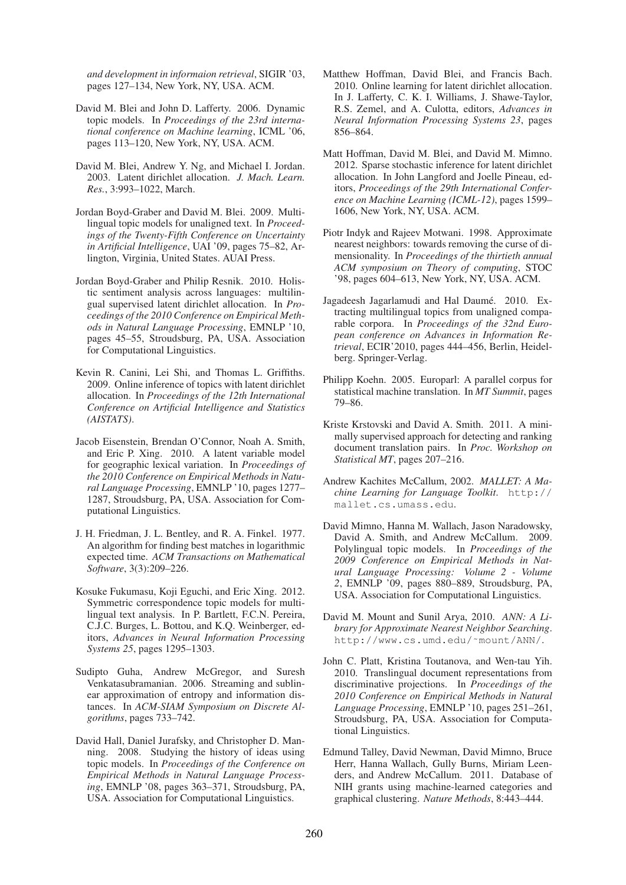*and development in informaion retrieval*, SIGIR '03, pages 127–134, New York, NY, USA. ACM.

David M. Blei and John D. Lafferty. 2006. Dynamic topic models. In *Proceedings of the 23rd international conference on Machine learning*, ICML '06, pages 113–120, New York, NY, USA. ACM.

David M. Blei, Andrew Y. Ng, and Michael I. Jordan. 2003. Latent dirichlet allocation. *J. Mach. Learn. Res.*, 3:993–1022, March.

Jordan Boyd-Graber and David M. Blei. 2009. Multilingual topic models for unaligned text. In *Proceedings of the Twenty-Fifth Conference on Uncertainty in Artificial Intelligence*, UAI '09, pages 75–82, Arlington, Virginia, United States. AUAI Press.

Jordan Boyd-Graber and Philip Resnik. 2010. Holistic sentiment analysis across languages: multilingual supervised latent dirichlet allocation. In *Proceedings of the 2010 Conference on Empirical Methods in Natural Language Processing*, EMNLP '10, pages 45–55, Stroudsburg, PA, USA. Association for Computational Linguistics.

Kevin R. Canini, Lei Shi, and Thomas L. Griffiths. 2009. Online inference of topics with latent dirichlet allocation. In *Proceedings of the 12th International Conference on Artificial Intelligence and Statistics (AISTATS)*.

Jacob Eisenstein, Brendan O'Connor, Noah A. Smith, and Eric P. Xing. 2010. A latent variable model for geographic lexical variation. In *Proceedings of the 2010 Conference on Empirical Methods in Natural Language Processing*, EMNLP '10, pages 1277–1287, Stroudsburg, PA, USA. Association for Computational Linguistics.

J. H. Friedman, J. L. Bentley, and R. A. Finkel. 1977. An algorithm for finding best matches in logarithmic expected time. *ACM Transactions on Mathematical Software*, 3(3):209–226.

Kosuke Fukumasu, Koji Eguchi, and Eric Xing. 2012. Symmetric correspondence topic models for multilingual text analysis. In P. Bartlett, F.C.N. Pereira, C.J.C. Burges, L. Bottou, and K.Q. Weinberger, editors, *Advances in Neural Information Processing Systems 25*, pages 1295–1303.

Sudipto Guha, Andrew McGregor, and Suresh Venkatasubramanian. 2006. Streaming and sublinear approximation of entropy and information distances. In *ACM-SIAM Symposium on Discrete Algorithms*, pages 733–742.

David Hall, Daniel Jurafsky, and Christopher D. Manning. 2008. Studying the history of ideas using topic models. In *Proceedings of the Conference on Empirical Methods in Natural Language Processing*, EMNLP '08, pages 363–371, Stroudsburg, PA, USA. Association for Computational Linguistics.

Matthew Hoffman, David Blei, and Francis Bach. 2010. Online learning for latent dirichlet allocation. In J. Lafferty, C. K. I. Williams, J. Shawe-Taylor, R.S. Zemel, and A. Culotta, editors, *Advances in Neural Information Processing Systems 23*, pages 856–864.

Matt Hoffman, David M. Blei, and David M. Mimno. 2012. Sparse stochastic inference for latent dirichlet allocation. In John Langford and Joelle Pineau, editors, *Proceedings of the 29th International Conference on Machine Learning (ICML-12)*, pages 1599–1606, New York, NY, USA. ACM.

Piotr Indyk and Rajeev Motwani. 1998. Approximate nearest neighbors: towards removing the curse of dimensionality. In *Proceedings of the thirtieth annual ACM symposium on Theory of computing*, STOC '98, pages 604–613, New York, NY, USA. ACM.

Jagadeesh Jagarlamudi and Hal Daumé. 2010. Extracting multilingual topics from unaligned comparable corpora. In *Proceedings of the 32nd European conference on Advances in Information Retrieval*, ECIR'2010, pages 444–456, Berlin, Heidelberg. Springer-Verlag.

Philipp Koehn. 2005. Europarl: A parallel corpus for statistical machine translation. In *MT Summit*, pages 79–86.

Kriste Krstovski and David A. Smith. 2011. A minimally supervised approach for detecting and ranking document translation pairs. In *Proc. Workshop on Statistical MT*, pages 207–216.

Andrew Kachites McCallum, 2002. *MALLET: A Machine Learning for Language Toolkit*. http://mallet.cs.umass.edu.

David Mimno, Hanna M. Wallach, Jason Naradowsky, David A. Smith, and Andrew McCallum. 2009. Polylingual topic models. In *Proceedings of the 2009 Conference on Empirical Methods in Natural Language Processing: Volume 2 - Volume 2*, EMNLP '09, pages 880–889, Stroudsburg, PA, USA. Association for Computational Linguistics.

David M. Mount and Sunil Arya, 2010. *ANN: A Library for Approximate Nearest Neighbor Searching*. http://www.cs.umd.edu/~mount/ANN/.

John C. Platt, Kristina Toutanova, and Wen-tau Yih. 2010. Translingual document representations from discriminative projections. In *Proceedings of the 2010 Conference on Empirical Methods in Natural Language Processing*, EMNLP '10, pages 251–261, Stroudsburg, PA, USA. Association for Computational Linguistics.

Edmund Talley, David Newman, David Mimno, Bruce Herr, Hanna Wallach, Gully Burns, Miriam Leenders, and Andrew McCallum. 2011. Database of NIH grants using machine-learned categories and graphical clustering. *Nature Methods*, 8:443–444.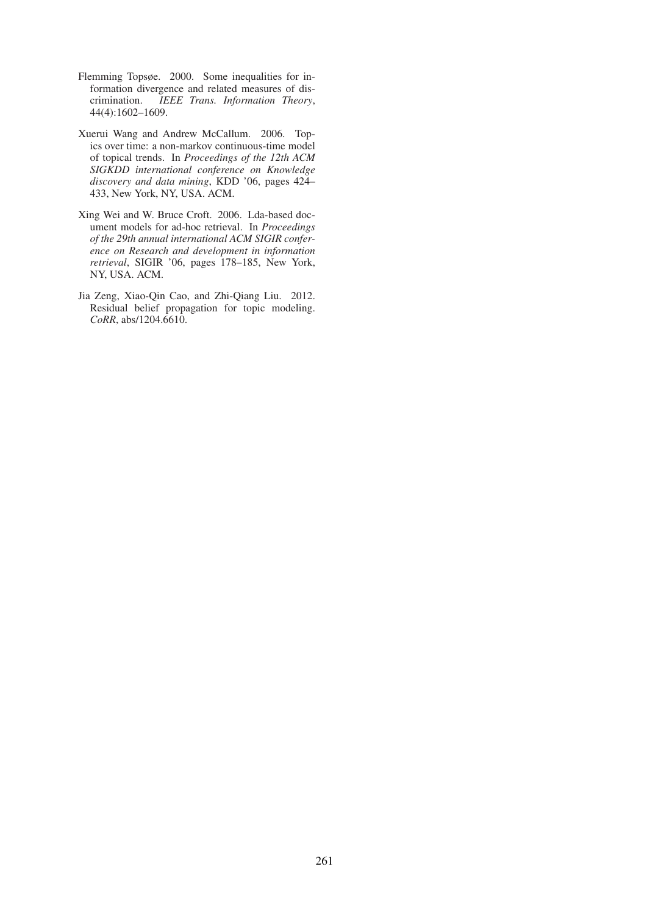Flemming Topsøe. 2000. Some inequalities for information divergence and related measures of discrimination. *IEEE Trans. Information Theory*, 44(4):1602–1609.

Xuerui Wang and Andrew McCallum. 2006. Topics over time: a non-markov continuous-time model of topical trends. In *Proceedings of the 12th ACM SIGKDD international conference on Knowledge discovery and data mining*, KDD '06, pages 424–433, New York, NY, USA. ACM.

Xing Wei and W. Bruce Croft. 2006. Lda-based document models for ad-hoc retrieval. In *Proceedings of the 29th annual international ACM SIGIR conference on Research and development in information retrieval*, SIGIR '06, pages 178–185, New York, NY, USA. ACM.

Jia Zeng, Xiao-Qin Cao, and Zhi-Qiang Liu. 2012. Residual belief propagation for topic modeling. *CoRR*, abs/1204.6610.